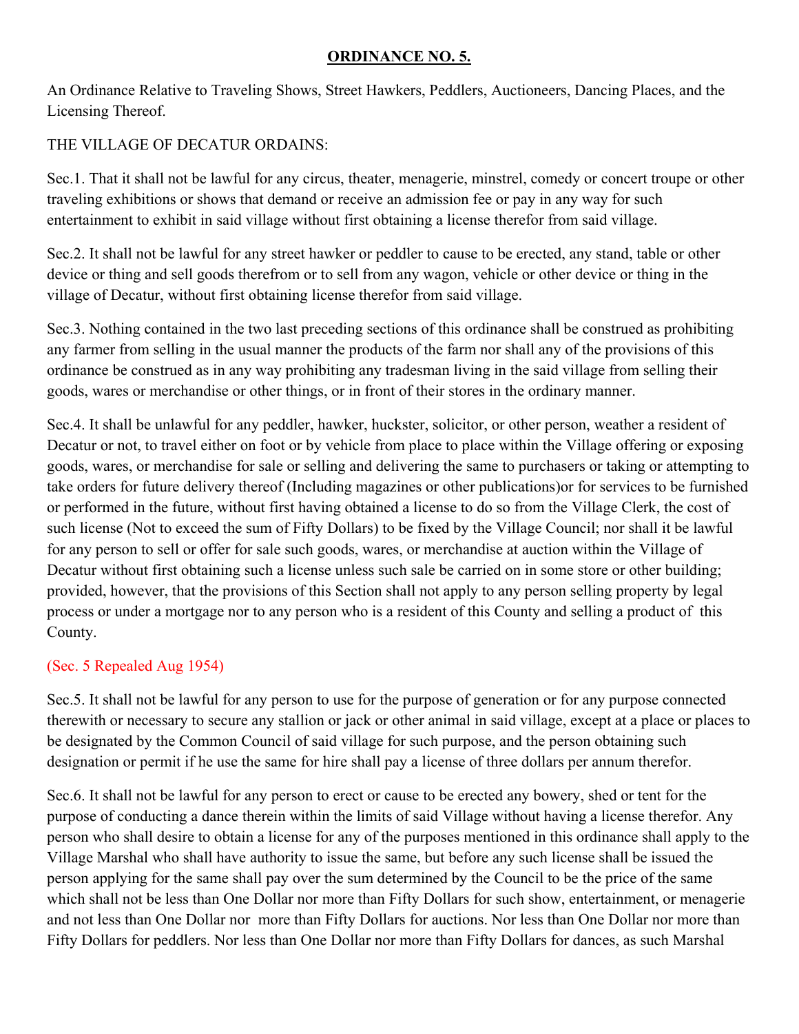**ORDINANCE NO. 5.**

An Ordinance Relative to Traveling Shows, Street Hawkers, Peddlers, Auctioneers, Dancing Places, and the Licensing Thereof.

THE VILLAGE OF DECATUR ORDAINS:

Sec.1. That it shall not be lawful for any circus, theater, menagerie, minstrel, comedy or concert troupe or other traveling exhibitions or shows that demand or receive an admission fee or pay in any way for such entertainment to exhibit in said village without first obtaining a license therefor from said village.

Sec.2. It shall not be lawful for any street hawker or peddler to cause to be erected, any stand, table or other device or thing and sell goods therefrom or to sell from any wagon, vehicle or other device or thing in the village of Decatur, without first obtaining license therefor from said village.

Sec.3. Nothing contained in the two last preceding sections of this ordinance shall be construed as prohibiting any farmer from selling in the usual manner the products of the farm nor shall any of the provisions of this ordinance be construed as in any way prohibiting any tradesman living in the said village from selling their goods, wares or merchandise or other things, or in front of their stores in the ordinary manner.

Sec.4. It shall be unlawful for any peddler, hawker, huckster, solicitor, or other person, weather a resident of Decatur or not, to travel either on foot or by vehicle from place to place within the Village offering or exposing goods, wares, or merchandise for sale or selling and delivering the same to purchasers or taking or attempting to take orders for future delivery thereof (Including magazines or other publications)or for services to be furnished or performed in the future, without first having obtained a license to do so from the Village Clerk, the cost of such license (Not to exceed the sum of Fifty Dollars) to be fixed by the Village Council; nor shall it be lawful for any person to sell or offer for sale such goods, wares, or merchandise at auction within the Village of Decatur without first obtaining such a license unless such sale be carried on in some store or other building; provided, however, that the provisions of this Section shall not apply to any person selling property by legal process or under a mortgage nor to any person who is a resident of this County and selling a product of this County.

(Sec. 5 Repealed Aug 1954)

Sec.5. It shall not be lawful for any person to use for the purpose of generation or for any purpose connected therewith or necessary to secure any stallion or jack or other animal in said village, except at a place or places to be designated by the Common Council of said village for such purpose, and the person obtaining such designation or permit if he use the same for hire shall pay a license of three dollars per annum therefor.

Sec.6. It shall not be lawful for any person to erect or cause to be erected any bowery, shed or tent for the purpose of conducting a dance therein within the limits of said Village without having a license therefor. Any person who shall desire to obtain a license for any of the purposes mentioned in this ordinance shall apply to the Village Marshal who shall have authority to issue the same, but before any such license shall be issued the person applying for the same shall pay over the sum determined by the Council to be the price of the same which shall not be less than One Dollar nor more than Fifty Dollars for such show, entertainment, or menagerie and not less than One Dollar nor more than Fifty Dollars for auctions. Nor less than One Dollar nor more than Fifty Dollars for peddlers. Nor less than One Dollar nor more than Fifty Dollars for dances, as such Marshal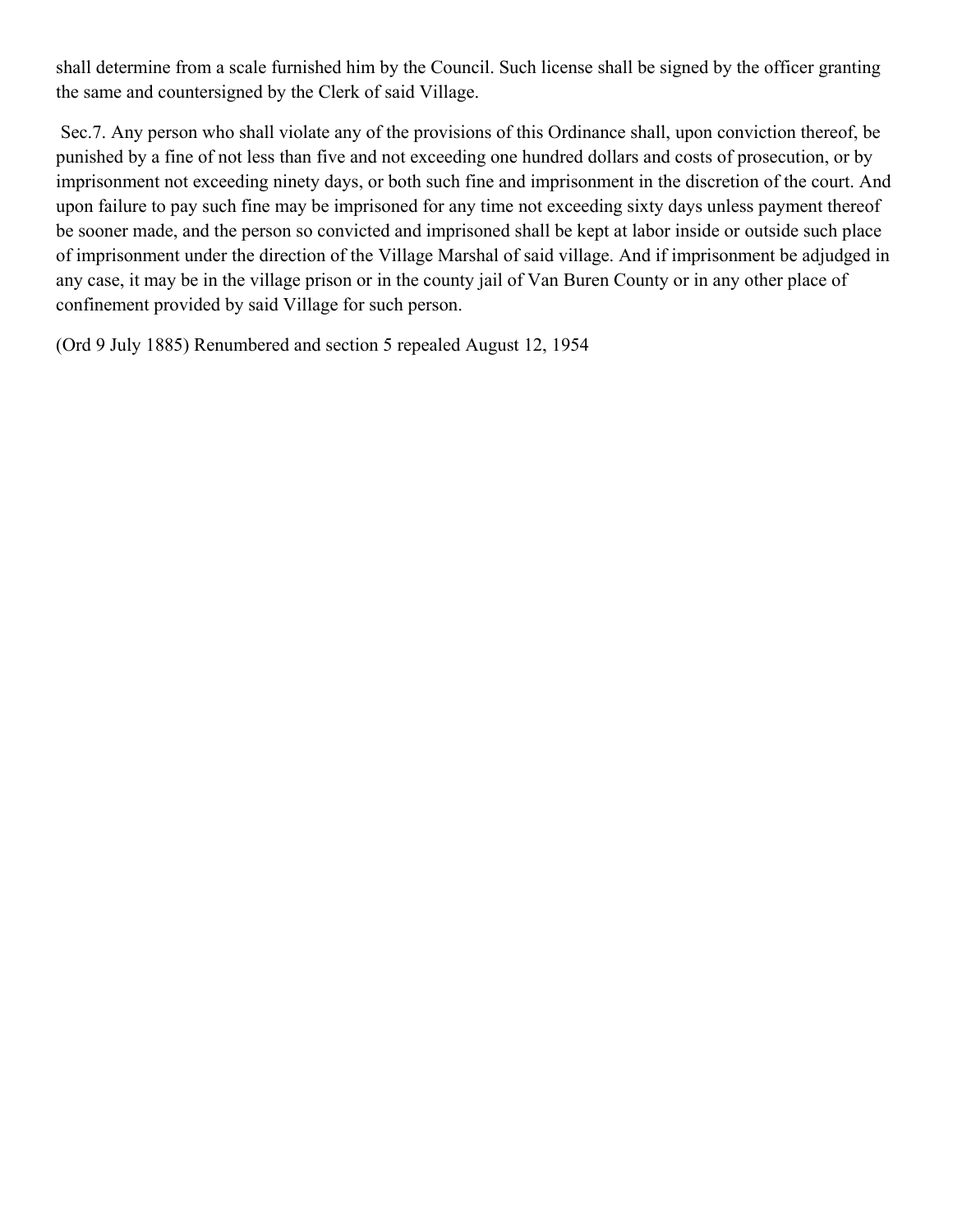shall determine from a scale furnished him by the Council. Such license shall be signed by the officer granting the same and countersigned by the Clerk of said Village.

Sec.7. Any person who shall violate any of the provisions of this Ordinance shall, upon conviction thereof, be punished by a fine of not less than five and not exceeding one hundred dollars and costs of prosecution, or by imprisonment not exceeding ninety days, or both such fine and imprisonment in the discretion of the court. And upon failure to pay such fine may be imprisoned for any time not exceeding sixty days unless payment thereof be sooner made, and the person so convicted and imprisoned shall be kept at labor inside or outside such place of imprisonment under the direction of the Village Marshal of said village. And if imprisonment be adjudged in any case, it may be in the village prison or in the county jail of Van Buren County or in any other place of confinement provided by said Village for such person.

(Ord 9 July 1885) Renumbered and section 5 repealed August 12, 1954